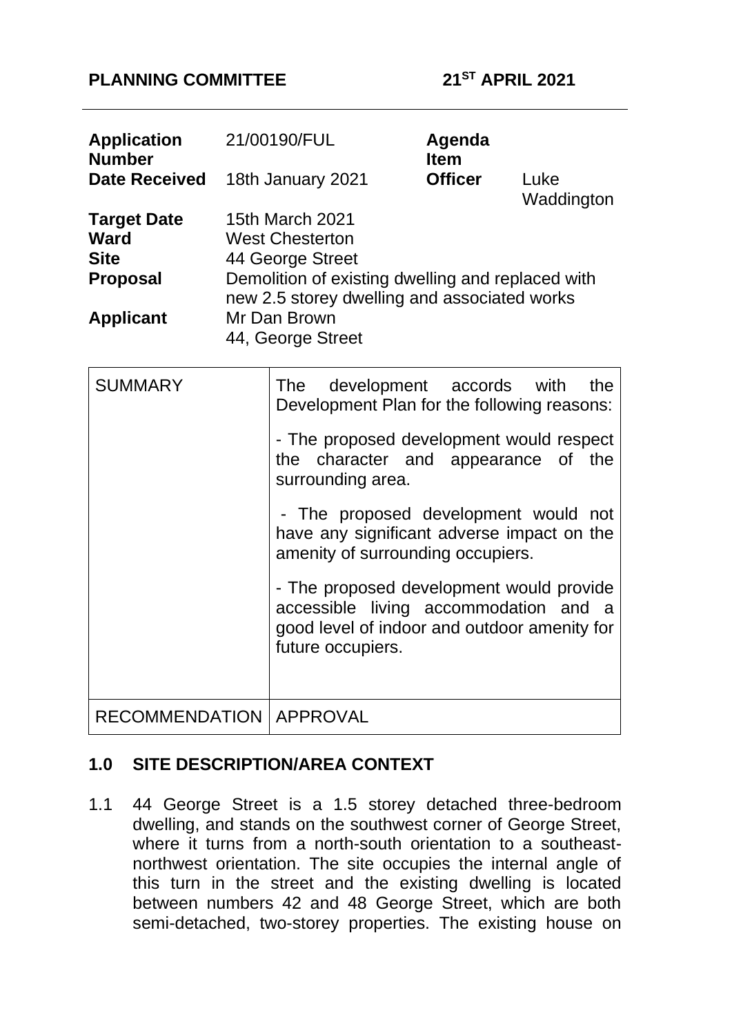**PLANNING COMMITTEE** **21ST APRIL 2021**

| | | | |
|---|---|---|---|
| **Application Number** | 21/00190/FUL | **Agenda Item** | |
| **Date Received** | 18th January 2021 | **Officer** | Luke Waddington |
| **Target Date** | 15th March 2021 | | |
| **Ward** | West Chesterton | | |
| **Site** | 44 George Street | | |
| **Proposal** | Demolition of existing dwelling and replaced with new 2.5 storey dwelling and associated works | | |
| **Applicant** | Mr Dan Brown<br>44, George Street | | |

| | |
|---|---|
| SUMMARY | The development accords with the Development Plan for the following reasons:<br><br>- The proposed development would respect the character and appearance of the surrounding area.<br><br>- The proposed development would not have any significant adverse impact on the amenity of surrounding occupiers.<br><br>- The proposed development would provide accessible living accommodation and a good level of indoor and outdoor amenity for future occupiers. |
| RECOMMENDATION | APPROVAL |

## 1.0 SITE DESCRIPTION/AREA CONTEXT

1.1 44 George Street is a 1.5 storey detached three-bedroom dwelling, and stands on the southwest corner of George Street, where it turns from a north-south orientation to a southeast-northwest orientation. The site occupies the internal angle of this turn in the street and the existing dwelling is located between numbers 42 and 48 George Street, which are both semi-detached, two-storey properties. The existing house on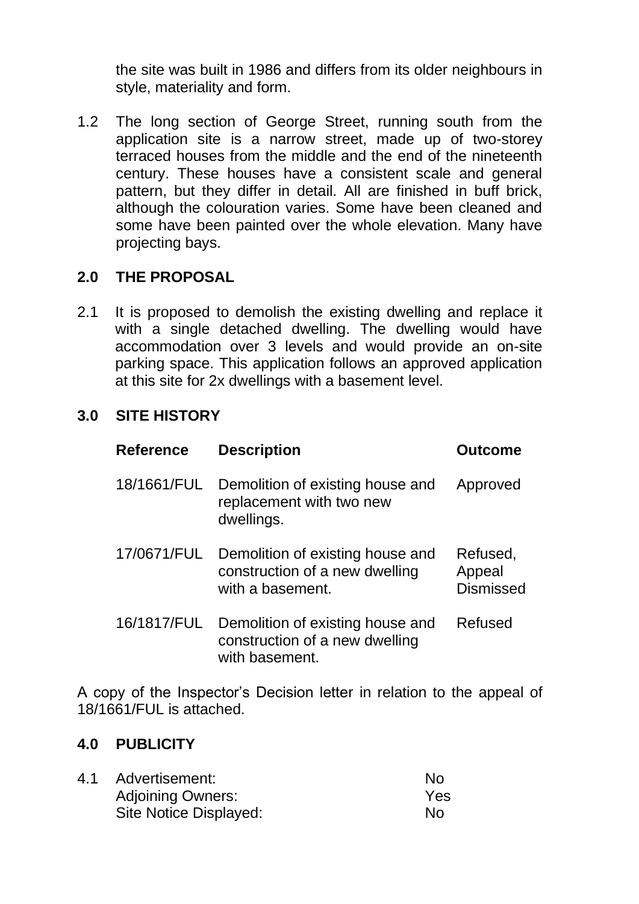the site was built in 1986 and differs from its older neighbours in style, materiality and form.

1.2 The long section of George Street, running south from the application site is a narrow street, made up of two-storey terraced houses from the middle and the end of the nineteenth century. These houses have a consistent scale and general pattern, but they differ in detail. All are finished in buff brick, although the colouration varies. Some have been cleaned and some have been painted over the whole elevation. Many have projecting bays.

## 2.0 THE PROPOSAL

2.1 It is proposed to demolish the existing dwelling and replace it with a single detached dwelling. The dwelling would have accommodation over 3 levels and would provide an on-site parking space. This application follows an approved application at this site for 2x dwellings with a basement level.

## 3.0 SITE HISTORY

| Reference | Description | Outcome |
|---|---|---|
| 18/1661/FUL | Demolition of existing house and replacement with two new dwellings. | Approved |
| 17/0671/FUL | Demolition of existing house and construction of a new dwelling with a basement. | Refused, Appeal Dismissed |
| 16/1817/FUL | Demolition of existing house and construction of a new dwelling with basement. | Refused |

A copy of the Inspector's Decision letter in relation to the appeal of 18/1661/FUL is attached.

## 4.0 PUBLICITY

| 4.1 | | |
|---|---|---|
| | Advertisement: | No |
| | Adjoining Owners: | Yes |
| | Site Notice Displayed: | No |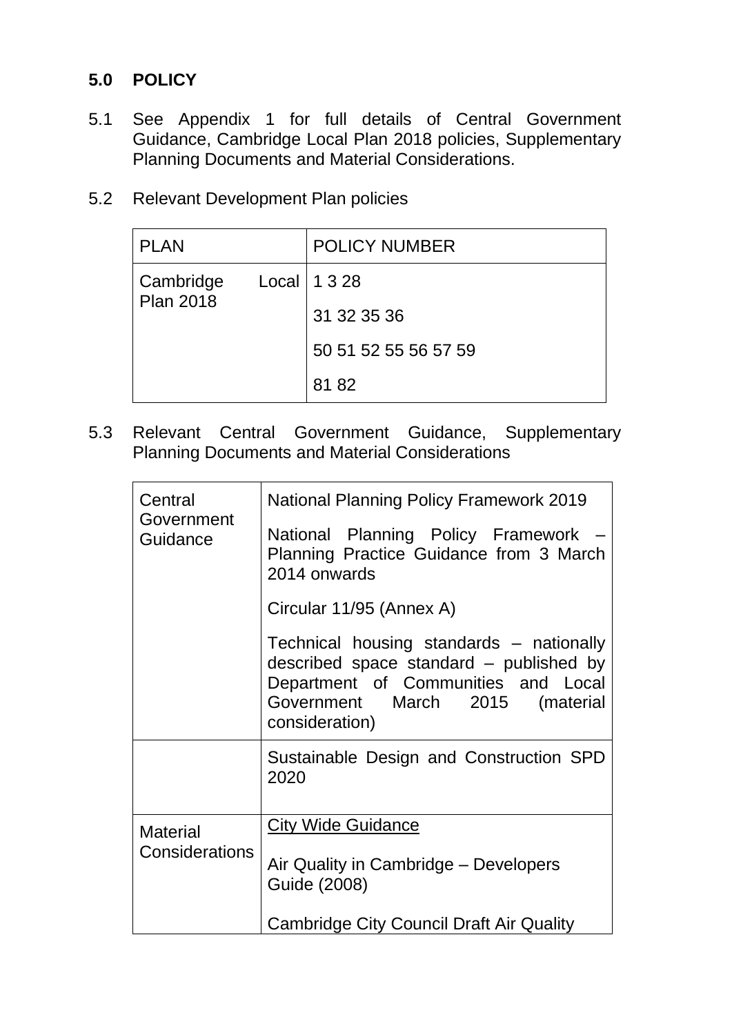## 5.0 POLICY

5.1 See Appendix 1 for full details of Central Government Guidance, Cambridge Local Plan 2018 policies, Supplementary Planning Documents and Material Considerations.

5.2 Relevant Development Plan policies

| PLAN | POLICY NUMBER |
|---|---|
| Cambridge Local Plan 2018 | 1 3 28<br>31 32 35 36<br>50 51 52 55 56 57 59<br>81 82 |

5.3 Relevant Central Government Guidance, Supplementary Planning Documents and Material Considerations

| | |
|---|---|
| Central Government Guidance | National Planning Policy Framework 2019<br>National Planning Policy Framework – Planning Practice Guidance from 3 March 2014 onwards<br>Circular 11/95 (Annex A)<br>Technical housing standards – nationally described space standard – published by Department of Communities and Local Government March 2015 (material consideration) |
| | Sustainable Design and Construction SPD 2020 |
| Material Considerations | City Wide Guidance<br>Air Quality in Cambridge – Developers Guide (2008)<br>Cambridge City Council Draft Air Quality |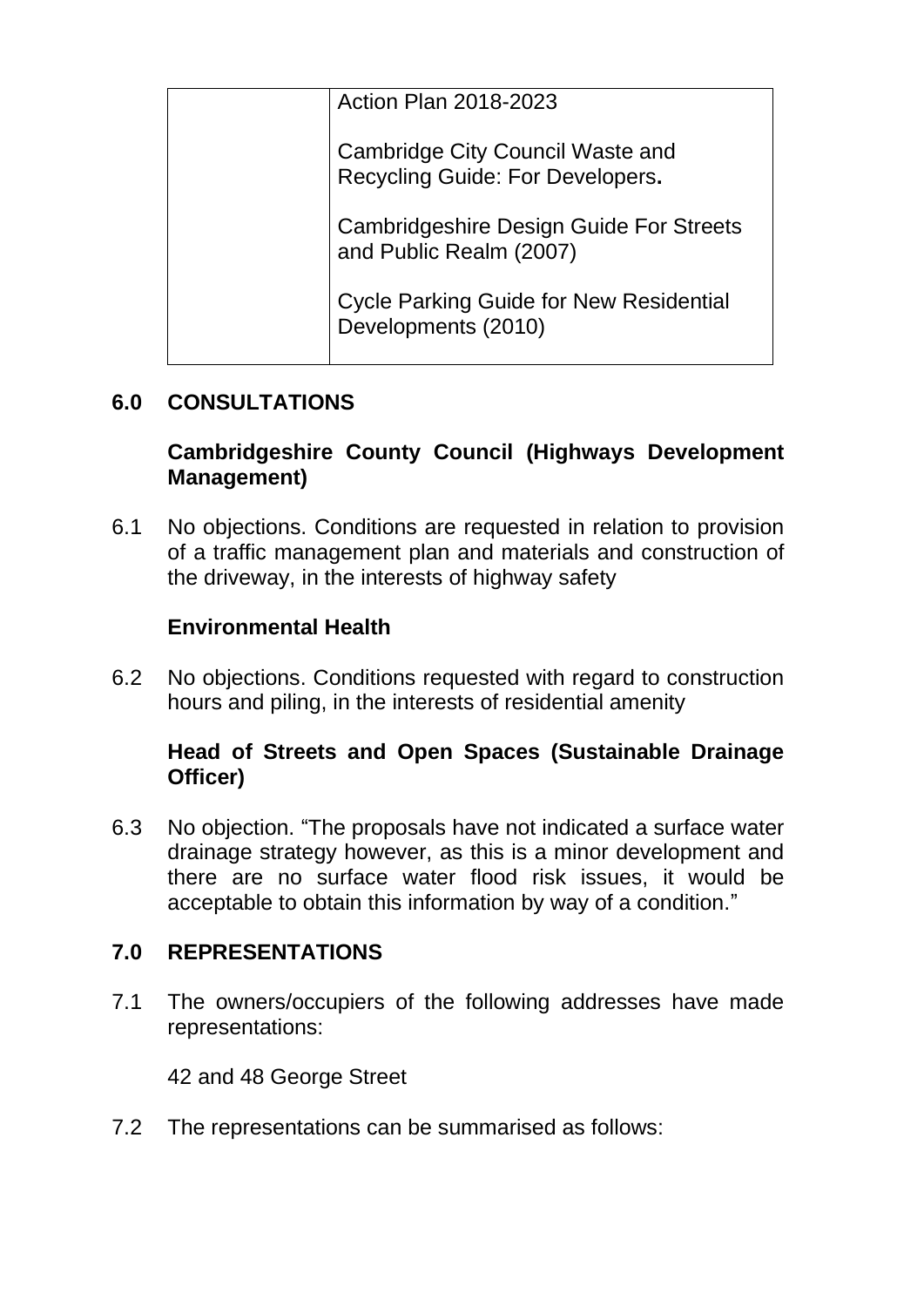| | Action Plan 2018-2023<br><br>Cambridge City Council Waste and Recycling Guide: For Developers**.**<br><br>Cambridgeshire Design Guide For Streets and Public Realm (2007)<br><br>Cycle Parking Guide for New Residential Developments (2010) |
|---|---|

## 6.0 CONSULTATIONS

**Cambridgeshire County Council (Highways Development Management)**

6.1 No objections. Conditions are requested in relation to provision of a traffic management plan and materials and construction of the driveway, in the interests of highway safety

**Environmental Health**

6.2 No objections. Conditions requested with regard to construction hours and piling, in the interests of residential amenity

**Head of Streets and Open Spaces (Sustainable Drainage Officer)**

6.3 No objection. "The proposals have not indicated a surface water drainage strategy however, as this is a minor development and there are no surface water flood risk issues, it would be acceptable to obtain this information by way of a condition."

## 7.0 REPRESENTATIONS

7.1 The owners/occupiers of the following addresses have made representations:

42 and 48 George Street

7.2 The representations can be summarised as follows: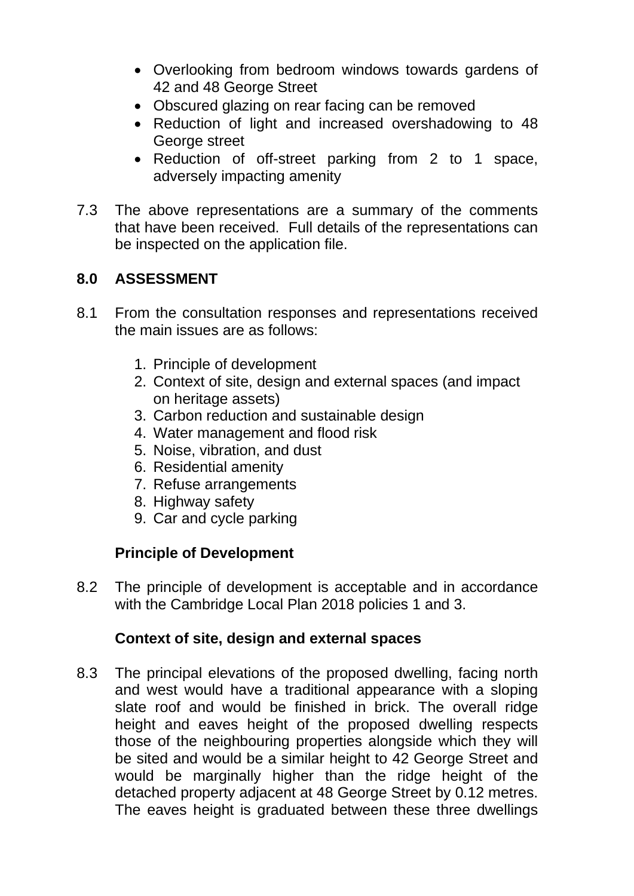- Overlooking from bedroom windows towards gardens of 42 and 48 George Street
- Obscured glazing on rear facing can be removed
- Reduction of light and increased overshadowing to 48 George street
- Reduction of off-street parking from 2 to 1 space, adversely impacting amenity

7.3 The above representations are a summary of the comments that have been received. Full details of the representations can be inspected on the application file.

## 8.0 ASSESSMENT

8.1 From the consultation responses and representations received the main issues are as follows:

1. Principle of development
2. Context of site, design and external spaces (and impact on heritage assets)
3. Carbon reduction and sustainable design
4. Water management and flood risk
5. Noise, vibration, and dust
6. Residential amenity
7. Refuse arrangements
8. Highway safety
9. Car and cycle parking

### Principle of Development

8.2 The principle of development is acceptable and in accordance with the Cambridge Local Plan 2018 policies 1 and 3.

### Context of site, design and external spaces

8.3 The principal elevations of the proposed dwelling, facing north and west would have a traditional appearance with a sloping slate roof and would be finished in brick. The overall ridge height and eaves height of the proposed dwelling respects those of the neighbouring properties alongside which they will be sited and would be a similar height to 42 George Street and would be marginally higher than the ridge height of the detached property adjacent at 48 George Street by 0.12 metres. The eaves height is graduated between these three dwellings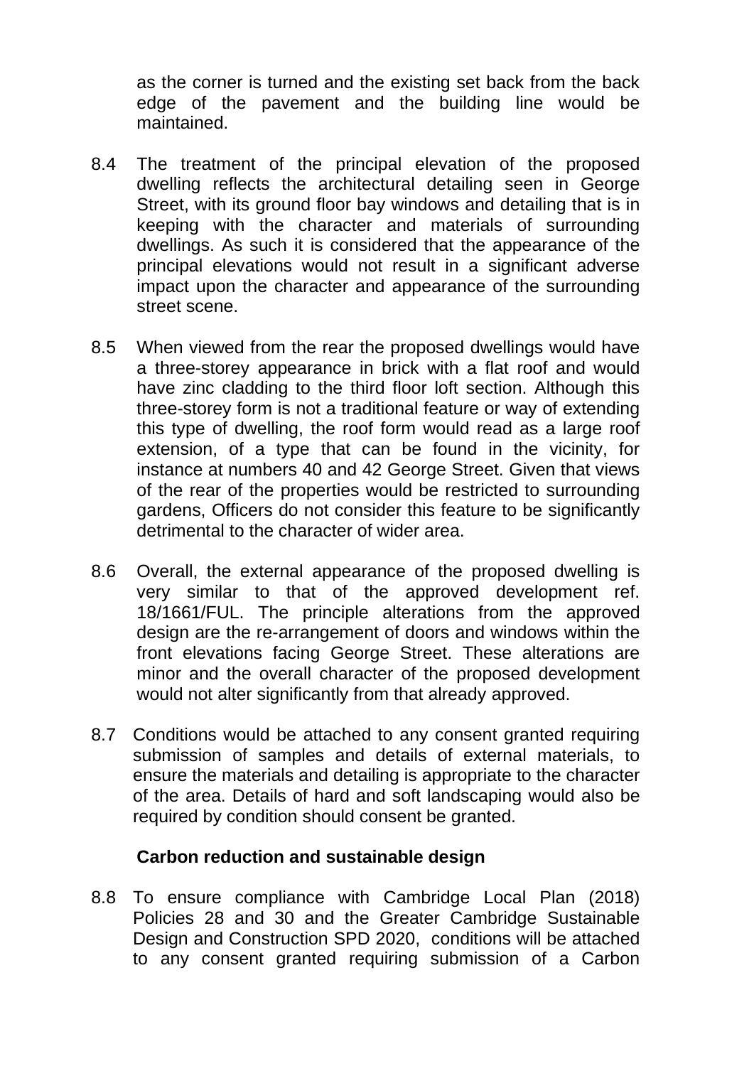as the corner is turned and the existing set back from the back edge of the pavement and the building line would be maintained.

8.4 The treatment of the principal elevation of the proposed dwelling reflects the architectural detailing seen in George Street, with its ground floor bay windows and detailing that is in keeping with the character and materials of surrounding dwellings. As such it is considered that the appearance of the principal elevations would not result in a significant adverse impact upon the character and appearance of the surrounding street scene.

8.5 When viewed from the rear the proposed dwellings would have a three-storey appearance in brick with a flat roof and would have zinc cladding to the third floor loft section. Although this three-storey form is not a traditional feature or way of extending this type of dwelling, the roof form would read as a large roof extension, of a type that can be found in the vicinity, for instance at numbers 40 and 42 George Street. Given that views of the rear of the properties would be restricted to surrounding gardens, Officers do not consider this feature to be significantly detrimental to the character of wider area.

8.6 Overall, the external appearance of the proposed dwelling is very similar to that of the approved development ref. 18/1661/FUL. The principle alterations from the approved design are the re-arrangement of doors and windows within the front elevations facing George Street. These alterations are minor and the overall character of the proposed development would not alter significantly from that already approved.

8.7 Conditions would be attached to any consent granted requiring submission of samples and details of external materials, to ensure the materials and detailing is appropriate to the character of the area. Details of hard and soft landscaping would also be required by condition should consent be granted.

**Carbon reduction and sustainable design**

8.8 To ensure compliance with Cambridge Local Plan (2018) Policies 28 and 30 and the Greater Cambridge Sustainable Design and Construction SPD 2020, conditions will be attached to any consent granted requiring submission of a Carbon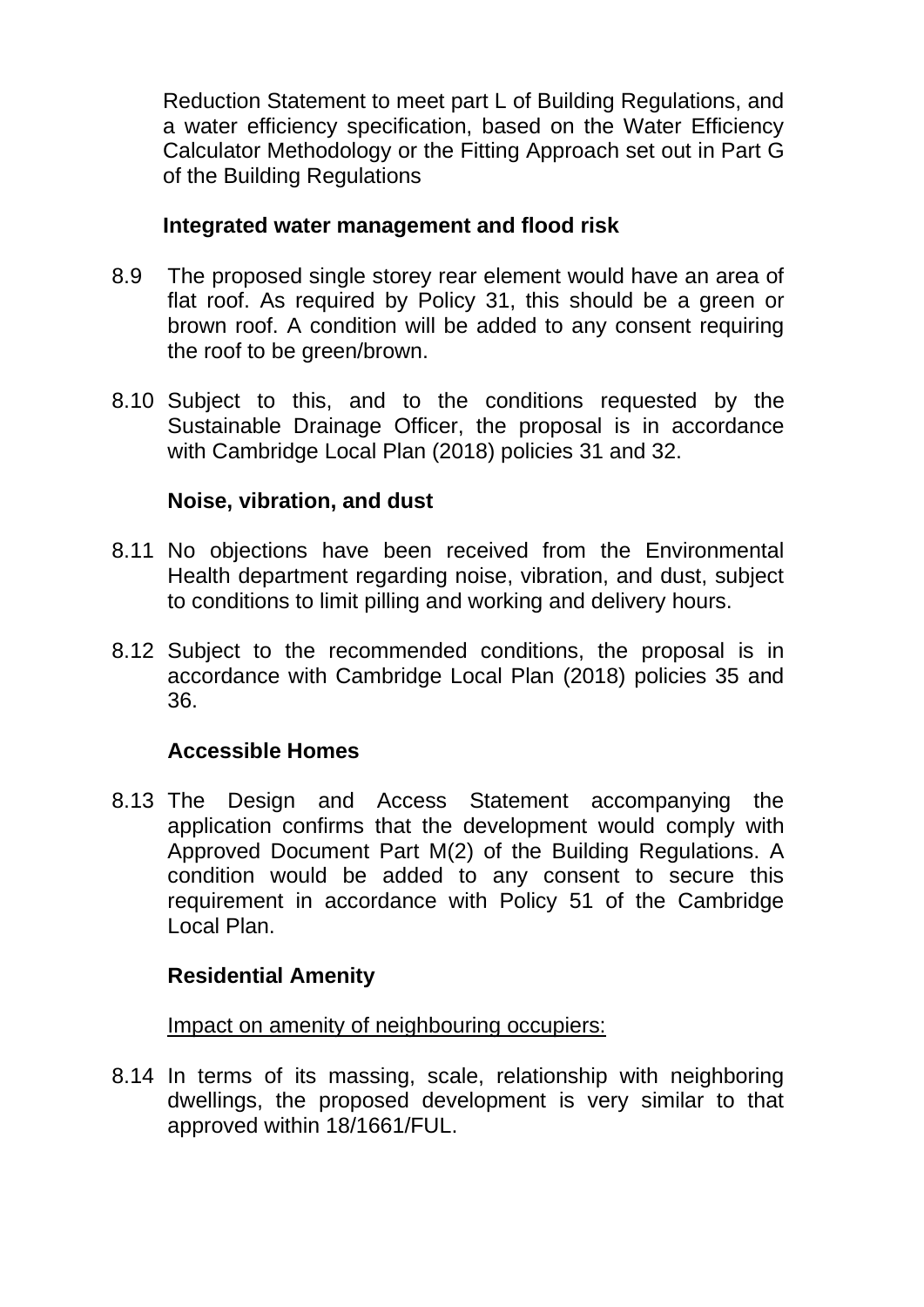Reduction Statement to meet part L of Building Regulations, and a water efficiency specification, based on the Water Efficiency Calculator Methodology or the Fitting Approach set out in Part G of the Building Regulations

**Integrated water management and flood risk**

8.9 The proposed single storey rear element would have an area of flat roof. As required by Policy 31, this should be a green or brown roof. A condition will be added to any consent requiring the roof to be green/brown.

8.10 Subject to this, and to the conditions requested by the Sustainable Drainage Officer, the proposal is in accordance with Cambridge Local Plan (2018) policies 31 and 32.

**Noise, vibration, and dust**

8.11 No objections have been received from the Environmental Health department regarding noise, vibration, and dust, subject to conditions to limit pilling and working and delivery hours.

8.12 Subject to the recommended conditions, the proposal is in accordance with Cambridge Local Plan (2018) policies 35 and 36.

**Accessible Homes**

8.13 The Design and Access Statement accompanying the application confirms that the development would comply with Approved Document Part M(2) of the Building Regulations. A condition would be added to any consent to secure this requirement in accordance with Policy 51 of the Cambridge Local Plan.

**Residential Amenity**

Impact on amenity of neighbouring occupiers:

8.14 In terms of its massing, scale, relationship with neighboring dwellings, the proposed development is very similar to that approved within 18/1661/FUL.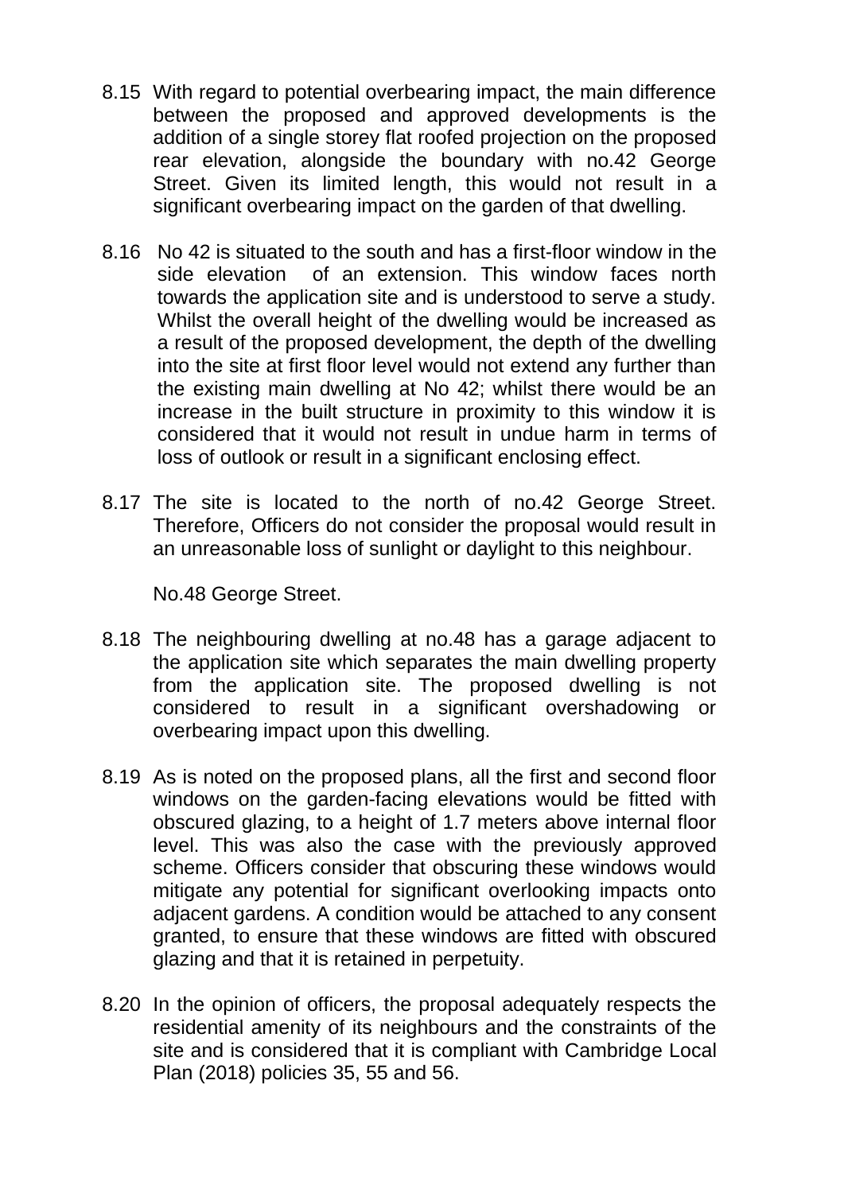8.15 With regard to potential overbearing impact, the main difference between the proposed and approved developments is the addition of a single storey flat roofed projection on the proposed rear elevation, alongside the boundary with no.42 George Street. Given its limited length, this would not result in a significant overbearing impact on the garden of that dwelling.

8.16 No 42 is situated to the south and has a first-floor window in the side elevation of an extension. This window faces north towards the application site and is understood to serve a study. Whilst the overall height of the dwelling would be increased as a result of the proposed development, the depth of the dwelling into the site at first floor level would not extend any further than the existing main dwelling at No 42; whilst there would be an increase in the built structure in proximity to this window it is considered that it would not result in undue harm in terms of loss of outlook or result in a significant enclosing effect.

8.17 The site is located to the north of no.42 George Street. Therefore, Officers do not consider the proposal would result in an unreasonable loss of sunlight or daylight to this neighbour.

No.48 George Street.

8.18 The neighbouring dwelling at no.48 has a garage adjacent to the application site which separates the main dwelling property from the application site. The proposed dwelling is not considered to result in a significant overshadowing or overbearing impact upon this dwelling.

8.19 As is noted on the proposed plans, all the first and second floor windows on the garden-facing elevations would be fitted with obscured glazing, to a height of 1.7 meters above internal floor level. This was also the case with the previously approved scheme. Officers consider that obscuring these windows would mitigate any potential for significant overlooking impacts onto adjacent gardens. A condition would be attached to any consent granted, to ensure that these windows are fitted with obscured glazing and that it is retained in perpetuity.

8.20 In the opinion of officers, the proposal adequately respects the residential amenity of its neighbours and the constraints of the site and is considered that it is compliant with Cambridge Local Plan (2018) policies 35, 55 and 56.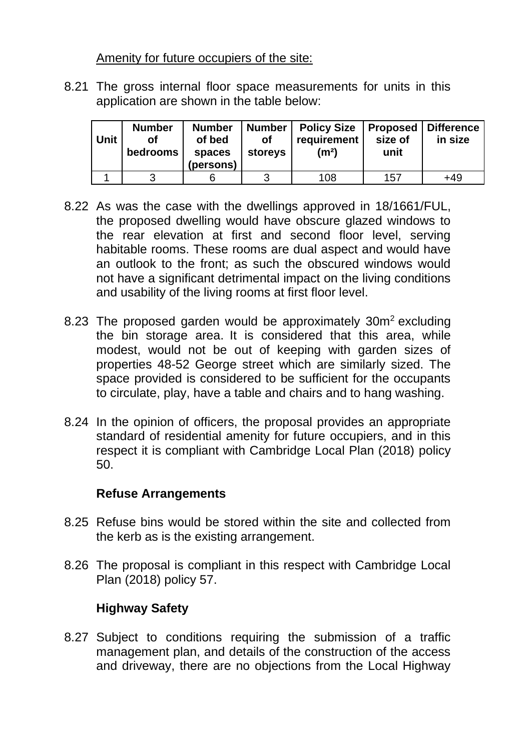Amenity for future occupiers of the site:

8.21 The gross internal floor space measurements for units in this application are shown in the table below:

| Unit | Number of bedrooms | Number of bed spaces (persons) | Number of storeys | Policy Size requirement (m²) | Proposed size of unit | Difference in size |
|---|---|---|---|---|---|---|
| 1 | 3 | 6 | 3 | 108 | 157 | +49 |

8.22 As was the case with the dwellings approved in 18/1661/FUL, the proposed dwelling would have obscure glazed windows to the rear elevation at first and second floor level, serving habitable rooms. These rooms are dual aspect and would have an outlook to the front; as such the obscured windows would not have a significant detrimental impact on the living conditions and usability of the living rooms at first floor level.

8.23 The proposed garden would be approximately $30m^2$ excluding the bin storage area. It is considered that this area, while modest, would not be out of keeping with garden sizes of properties 48-52 George street which are similarly sized. The space provided is considered to be sufficient for the occupants to circulate, play, have a table and chairs and to hang washing.

8.24 In the opinion of officers, the proposal provides an appropriate standard of residential amenity for future occupiers, and in this respect it is compliant with Cambridge Local Plan (2018) policy 50.

**Refuse Arrangements**

8.25 Refuse bins would be stored within the site and collected from the kerb as is the existing arrangement.

8.26 The proposal is compliant in this respect with Cambridge Local Plan (2018) policy 57.

**Highway Safety**

8.27 Subject to conditions requiring the submission of a traffic management plan, and details of the construction of the access and driveway, there are no objections from the Local Highway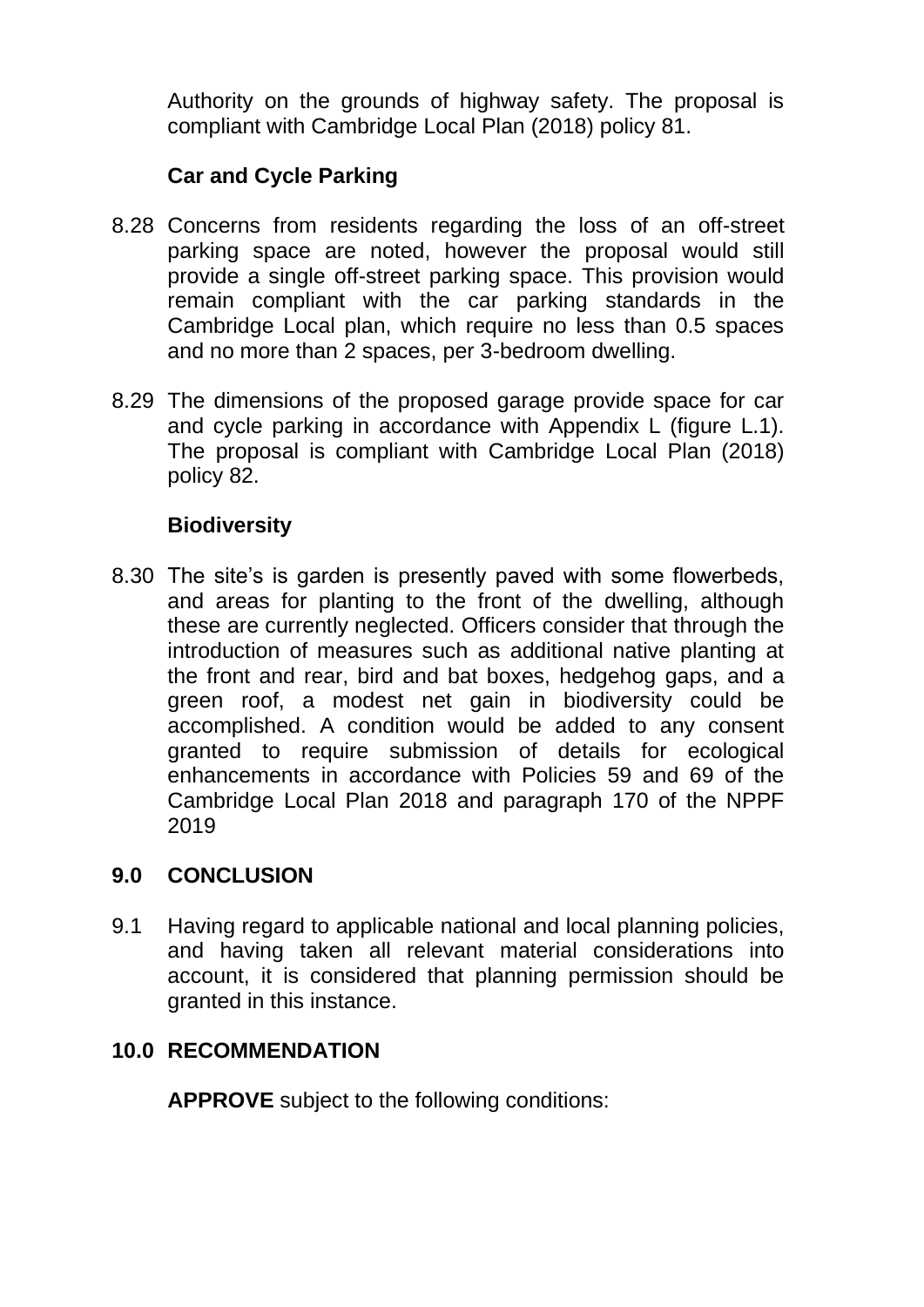Authority on the grounds of highway safety. The proposal is compliant with Cambridge Local Plan (2018) policy 81.

**Car and Cycle Parking**

8.28 Concerns from residents regarding the loss of an off-street parking space are noted, however the proposal would still provide a single off-street parking space. This provision would remain compliant with the car parking standards in the Cambridge Local plan, which require no less than 0.5 spaces and no more than 2 spaces, per 3-bedroom dwelling.

8.29 The dimensions of the proposed garage provide space for car and cycle parking in accordance with Appendix L (figure L.1). The proposal is compliant with Cambridge Local Plan (2018) policy 82.

**Biodiversity**

8.30 The site's is garden is presently paved with some flowerbeds, and areas for planting to the front of the dwelling, although these are currently neglected. Officers consider that through the introduction of measures such as additional native planting at the front and rear, bird and bat boxes, hedgehog gaps, and a green roof, a modest net gain in biodiversity could be accomplished. A condition would be added to any consent granted to require submission of details for ecological enhancements in accordance with Policies 59 and 69 of the Cambridge Local Plan 2018 and paragraph 170 of the NPPF 2019

## 9.0 CONCLUSION

9.1 Having regard to applicable national and local planning policies, and having taken all relevant material considerations into account, it is considered that planning permission should be granted in this instance.

## 10.0 RECOMMENDATION

**APPROVE** subject to the following conditions: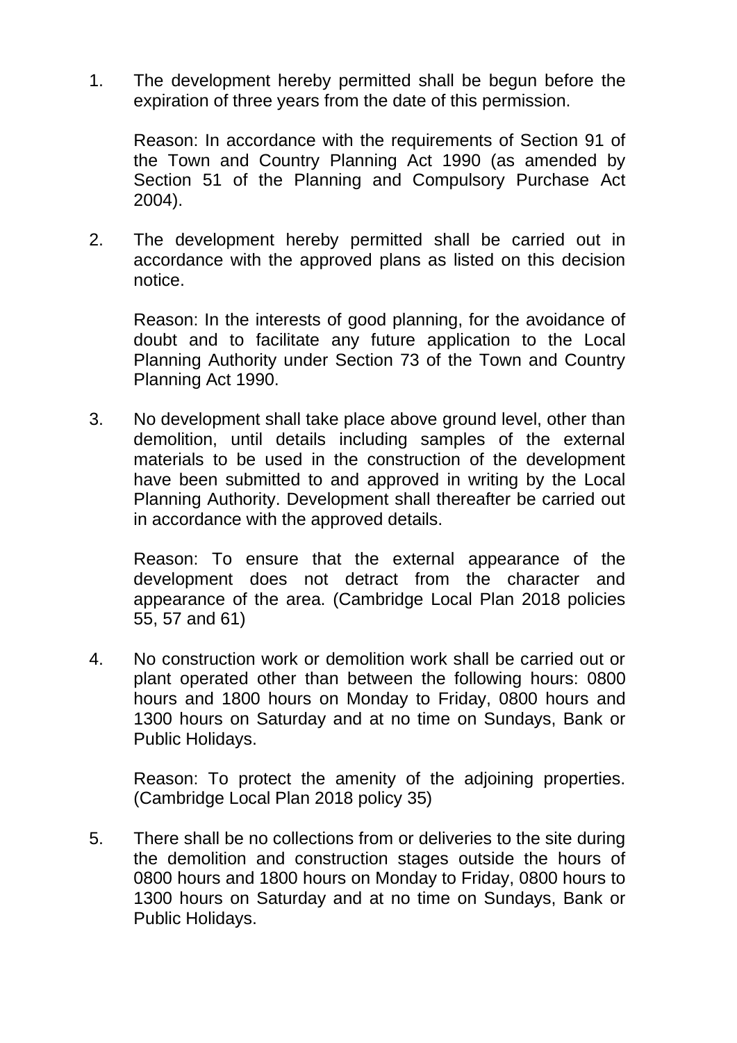1. The development hereby permitted shall be begun before the expiration of three years from the date of this permission.

   Reason: In accordance with the requirements of Section 91 of the Town and Country Planning Act 1990 (as amended by Section 51 of the Planning and Compulsory Purchase Act 2004).

2. The development hereby permitted shall be carried out in accordance with the approved plans as listed on this decision notice.

   Reason: In the interests of good planning, for the avoidance of doubt and to facilitate any future application to the Local Planning Authority under Section 73 of the Town and Country Planning Act 1990.

3. No development shall take place above ground level, other than demolition, until details including samples of the external materials to be used in the construction of the development have been submitted to and approved in writing by the Local Planning Authority. Development shall thereafter be carried out in accordance with the approved details.

   Reason: To ensure that the external appearance of the development does not detract from the character and appearance of the area. (Cambridge Local Plan 2018 policies 55, 57 and 61)

4. No construction work or demolition work shall be carried out or plant operated other than between the following hours: 0800 hours and 1800 hours on Monday to Friday, 0800 hours and 1300 hours on Saturday and at no time on Sundays, Bank or Public Holidays.

   Reason: To protect the amenity of the adjoining properties. (Cambridge Local Plan 2018 policy 35)

5. There shall be no collections from or deliveries to the site during the demolition and construction stages outside the hours of 0800 hours and 1800 hours on Monday to Friday, 0800 hours to 1300 hours on Saturday and at no time on Sundays, Bank or Public Holidays.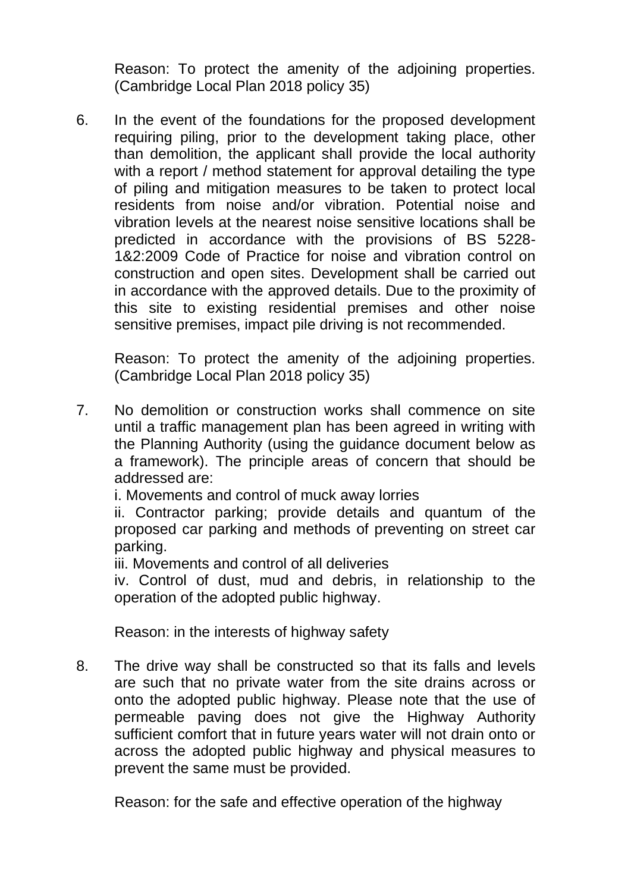Reason: To protect the amenity of the adjoining properties. (Cambridge Local Plan 2018 policy 35)

6. In the event of the foundations for the proposed development requiring piling, prior to the development taking place, other than demolition, the applicant shall provide the local authority with a report / method statement for approval detailing the type of piling and mitigation measures to be taken to protect local residents from noise and/or vibration. Potential noise and vibration levels at the nearest noise sensitive locations shall be predicted in accordance with the provisions of BS 5228-1&2:2009 Code of Practice for noise and vibration control on construction and open sites. Development shall be carried out in accordance with the approved details. Due to the proximity of this site to existing residential premises and other noise sensitive premises, impact pile driving is not recommended.

   Reason: To protect the amenity of the adjoining properties. (Cambridge Local Plan 2018 policy 35)

7. No demolition or construction works shall commence on site until a traffic management plan has been agreed in writing with the Planning Authority (using the guidance document below as a framework). The principle areas of concern that should be addressed are:

   i. Movements and control of muck away lorries

   ii. Contractor parking; provide details and quantum of the proposed car parking and methods of preventing on street car parking.

   iii. Movements and control of all deliveries

   iv. Control of dust, mud and debris, in relationship to the operation of the adopted public highway.

   Reason: in the interests of highway safety

8. The drive way shall be constructed so that its falls and levels are such that no private water from the site drains across or onto the adopted public highway. Please note that the use of permeable paving does not give the Highway Authority sufficient comfort that in future years water will not drain onto or across the adopted public highway and physical measures to prevent the same must be provided.

   Reason: for the safe and effective operation of the highway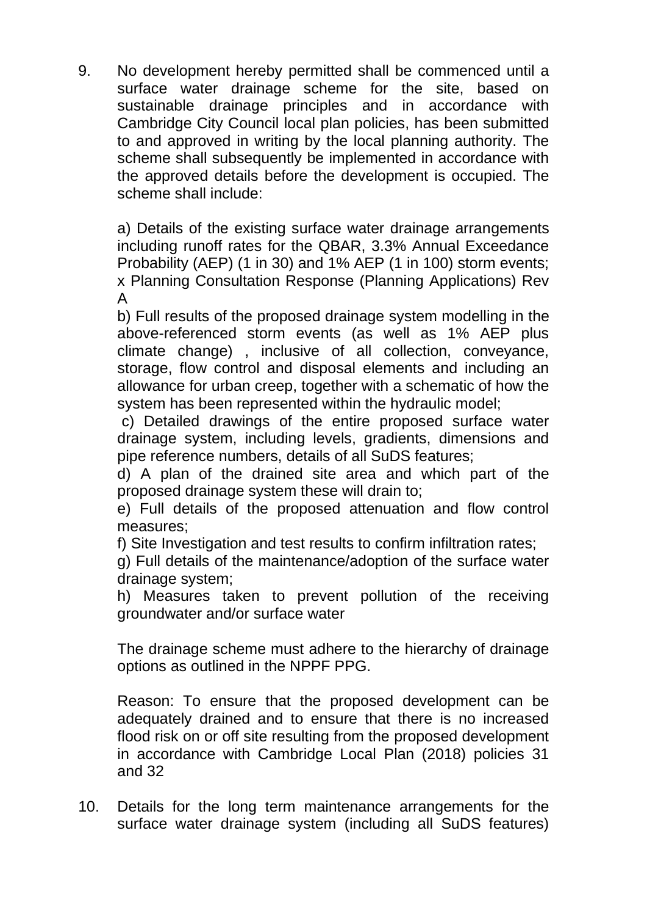9. No development hereby permitted shall be commenced until a surface water drainage scheme for the site, based on sustainable drainage principles and in accordance with Cambridge City Council local plan policies, has been submitted to and approved in writing by the local planning authority. The scheme shall subsequently be implemented in accordance with the approved details before the development is occupied. The scheme shall include:

   a) Details of the existing surface water drainage arrangements including runoff rates for the QBAR, 3.3% Annual Exceedance Probability (AEP) (1 in 30) and 1% AEP (1 in 100) storm events; x Planning Consultation Response (Planning Applications) Rev A
   b) Full results of the proposed drainage system modelling in the above-referenced storm events (as well as 1% AEP plus climate change) , inclusive of all collection, conveyance, storage, flow control and disposal elements and including an allowance for urban creep, together with a schematic of how the system has been represented within the hydraulic model;
   c) Detailed drawings of the entire proposed surface water drainage system, including levels, gradients, dimensions and pipe reference numbers, details of all SuDS features;
   d) A plan of the drained site area and which part of the proposed drainage system these will drain to;
   e) Full details of the proposed attenuation and flow control measures;
   f) Site Investigation and test results to confirm infiltration rates;
   g) Full details of the maintenance/adoption of the surface water drainage system;
   h) Measures taken to prevent pollution of the receiving groundwater and/or surface water

   The drainage scheme must adhere to the hierarchy of drainage options as outlined in the NPPF PPG.

   Reason: To ensure that the proposed development can be adequately drained and to ensure that there is no increased flood risk on or off site resulting from the proposed development in accordance with Cambridge Local Plan (2018) policies 31 and 32

10. Details for the long term maintenance arrangements for the surface water drainage system (including all SuDS features)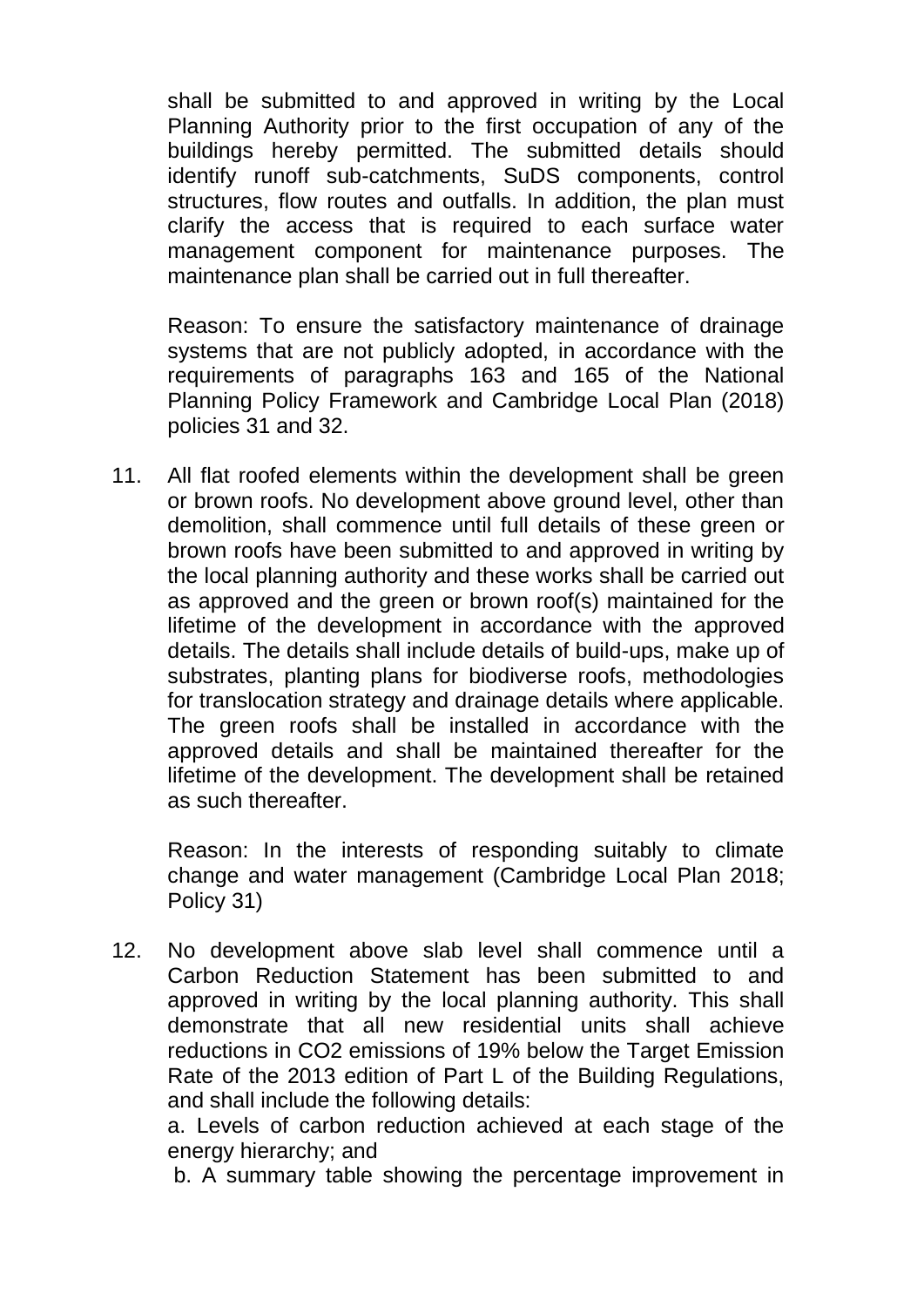shall be submitted to and approved in writing by the Local Planning Authority prior to the first occupation of any of the buildings hereby permitted. The submitted details should identify runoff sub-catchments, SuDS components, control structures, flow routes and outfalls. In addition, the plan must clarify the access that is required to each surface water management component for maintenance purposes. The maintenance plan shall be carried out in full thereafter.

Reason: To ensure the satisfactory maintenance of drainage systems that are not publicly adopted, in accordance with the requirements of paragraphs 163 and 165 of the National Planning Policy Framework and Cambridge Local Plan (2018) policies 31 and 32.

11. All flat roofed elements within the development shall be green or brown roofs. No development above ground level, other than demolition, shall commence until full details of these green or brown roofs have been submitted to and approved in writing by the local planning authority and these works shall be carried out as approved and the green or brown roof(s) maintained for the lifetime of the development in accordance with the approved details. The details shall include details of build-ups, make up of substrates, planting plans for biodiverse roofs, methodologies for translocation strategy and drainage details where applicable. The green roofs shall be installed in accordance with the approved details and shall be maintained thereafter for the lifetime of the development. The development shall be retained as such thereafter.

    Reason: In the interests of responding suitably to climate change and water management (Cambridge Local Plan 2018; Policy 31)

12. No development above slab level shall commence until a Carbon Reduction Statement has been submitted to and approved in writing by the local planning authority. This shall demonstrate that all new residential units shall achieve reductions in $CO_2$ emissions of 19% below the Target Emission Rate of the 2013 edition of Part L of the Building Regulations, and shall include the following details:

    a. Levels of carbon reduction achieved at each stage of the energy hierarchy; and

    b. A summary table showing the percentage improvement in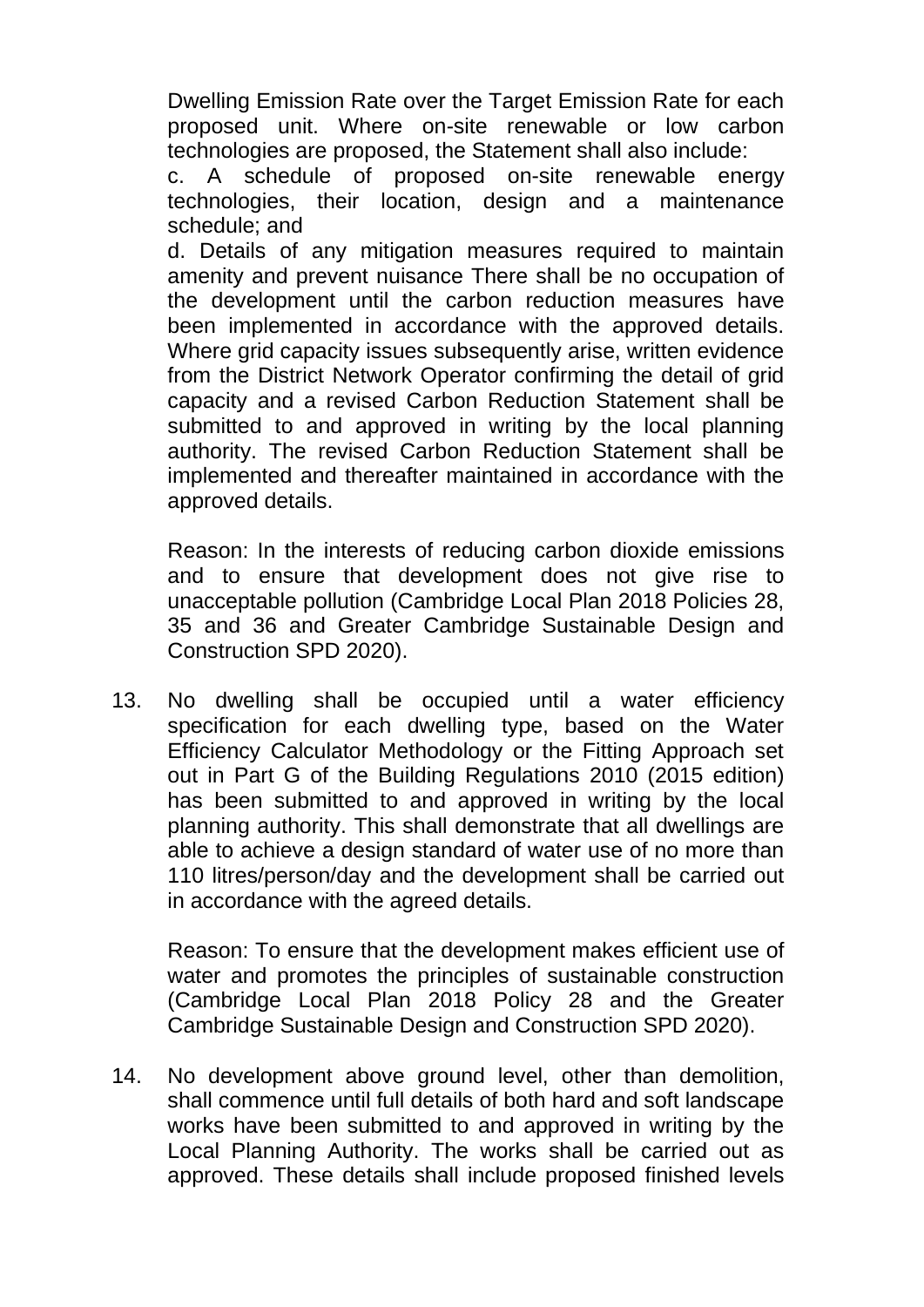Dwelling Emission Rate over the Target Emission Rate for each proposed unit. Where on-site renewable or low carbon technologies are proposed, the Statement shall also include:

c. A schedule of proposed on-site renewable energy technologies, their location, design and a maintenance schedule; and

d. Details of any mitigation measures required to maintain amenity and prevent nuisance There shall be no occupation of the development until the carbon reduction measures have been implemented in accordance with the approved details. Where grid capacity issues subsequently arise, written evidence from the District Network Operator confirming the detail of grid capacity and a revised Carbon Reduction Statement shall be submitted to and approved in writing by the local planning authority. The revised Carbon Reduction Statement shall be implemented and thereafter maintained in accordance with the approved details.

Reason: In the interests of reducing carbon dioxide emissions and to ensure that development does not give rise to unacceptable pollution (Cambridge Local Plan 2018 Policies 28, 35 and 36 and Greater Cambridge Sustainable Design and Construction SPD 2020).

13. No dwelling shall be occupied until a water efficiency specification for each dwelling type, based on the Water Efficiency Calculator Methodology or the Fitting Approach set out in Part G of the Building Regulations 2010 (2015 edition) has been submitted to and approved in writing by the local planning authority. This shall demonstrate that all dwellings are able to achieve a design standard of water use of no more than 110 litres/person/day and the development shall be carried out in accordance with the agreed details.

    Reason: To ensure that the development makes efficient use of water and promotes the principles of sustainable construction (Cambridge Local Plan 2018 Policy 28 and the Greater Cambridge Sustainable Design and Construction SPD 2020).

14. No development above ground level, other than demolition, shall commence until full details of both hard and soft landscape works have been submitted to and approved in writing by the Local Planning Authority. The works shall be carried out as approved. These details shall include proposed finished levels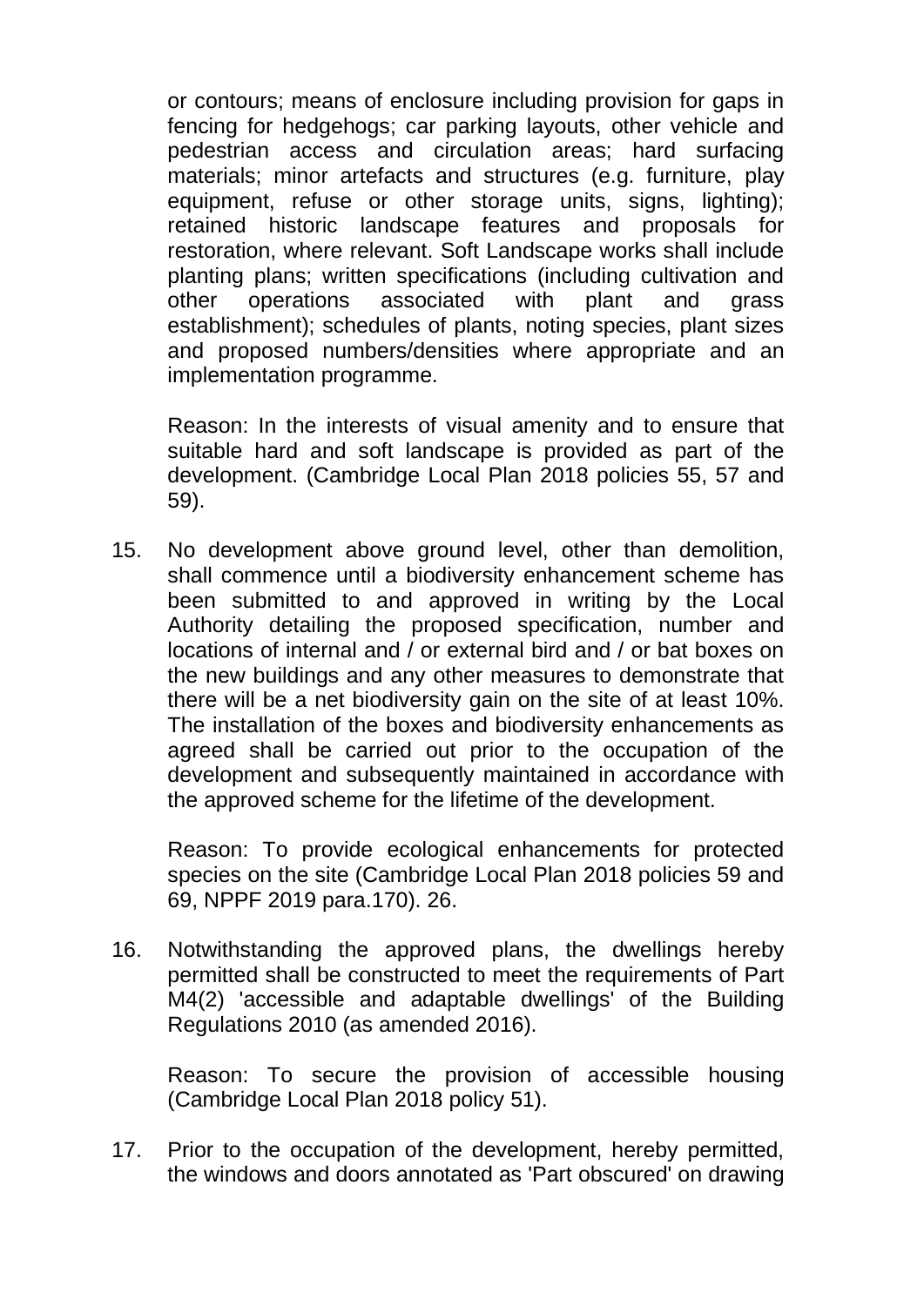or contours; means of enclosure including provision for gaps in fencing for hedgehogs; car parking layouts, other vehicle and pedestrian access and circulation areas; hard surfacing materials; minor artefacts and structures (e.g. furniture, play equipment, refuse or other storage units, signs, lighting); retained historic landscape features and proposals for restoration, where relevant. Soft Landscape works shall include planting plans; written specifications (including cultivation and other operations associated with plant and grass establishment); schedules of plants, noting species, plant sizes and proposed numbers/densities where appropriate and an implementation programme.

Reason: In the interests of visual amenity and to ensure that suitable hard and soft landscape is provided as part of the development. (Cambridge Local Plan 2018 policies 55, 57 and 59).

15. No development above ground level, other than demolition, shall commence until a biodiversity enhancement scheme has been submitted to and approved in writing by the Local Authority detailing the proposed specification, number and locations of internal and / or external bird and / or bat boxes on the new buildings and any other measures to demonstrate that there will be a net biodiversity gain on the site of at least 10%. The installation of the boxes and biodiversity enhancements as agreed shall be carried out prior to the occupation of the development and subsequently maintained in accordance with the approved scheme for the lifetime of the development.

    Reason: To provide ecological enhancements for protected species on the site (Cambridge Local Plan 2018 policies 59 and 69, NPPF 2019 para.170). 26.

16. Notwithstanding the approved plans, the dwellings hereby permitted shall be constructed to meet the requirements of Part M4(2) 'accessible and adaptable dwellings' of the Building Regulations 2010 (as amended 2016).

    Reason: To secure the provision of accessible housing (Cambridge Local Plan 2018 policy 51).

17. Prior to the occupation of the development, hereby permitted, the windows and doors annotated as 'Part obscured' on drawing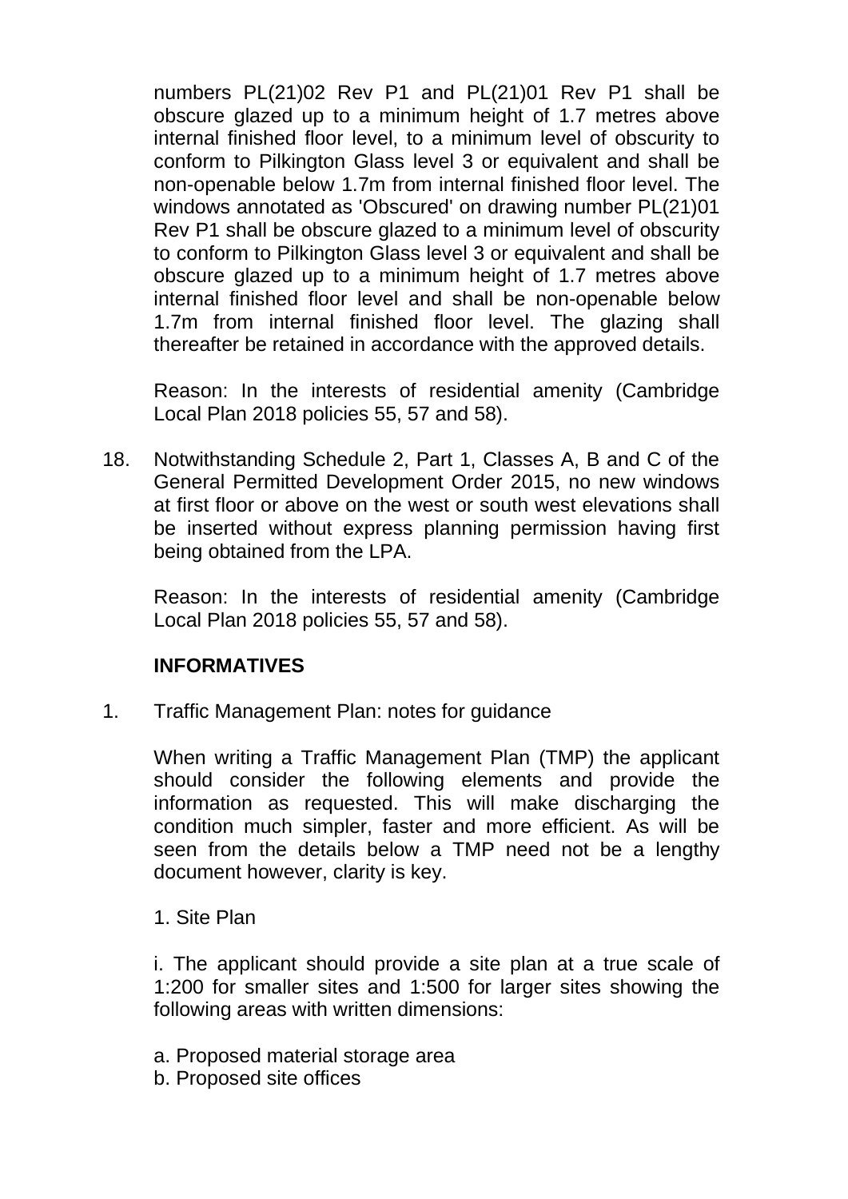numbers PL(21)02 Rev P1 and PL(21)01 Rev P1 shall be obscure glazed up to a minimum height of 1.7 metres above internal finished floor level, to a minimum level of obscurity to conform to Pilkington Glass level 3 or equivalent and shall be non-openable below 1.7m from internal finished floor level. The windows annotated as 'Obscured' on drawing number PL(21)01 Rev P1 shall be obscure glazed to a minimum level of obscurity to conform to Pilkington Glass level 3 or equivalent and shall be obscure glazed up to a minimum height of 1.7 metres above internal finished floor level and shall be non-openable below 1.7m from internal finished floor level. The glazing shall thereafter be retained in accordance with the approved details.

Reason: In the interests of residential amenity (Cambridge Local Plan 2018 policies 55, 57 and 58).

18. Notwithstanding Schedule 2, Part 1, Classes A, B and C of the General Permitted Development Order 2015, no new windows at first floor or above on the west or south west elevations shall be inserted without express planning permission having first being obtained from the LPA.

    Reason: In the interests of residential amenity (Cambridge Local Plan 2018 policies 55, 57 and 58).

**INFORMATIVES**

1. Traffic Management Plan: notes for guidance

   When writing a Traffic Management Plan (TMP) the applicant should consider the following elements and provide the information as requested. This will make discharging the condition much simpler, faster and more efficient. As will be seen from the details below a TMP need not be a lengthy document however, clarity is key.

   1. Site Plan

   i. The applicant should provide a site plan at a true scale of 1:200 for smaller sites and 1:500 for larger sites showing the following areas with written dimensions:

   a. Proposed material storage area
   b. Proposed site offices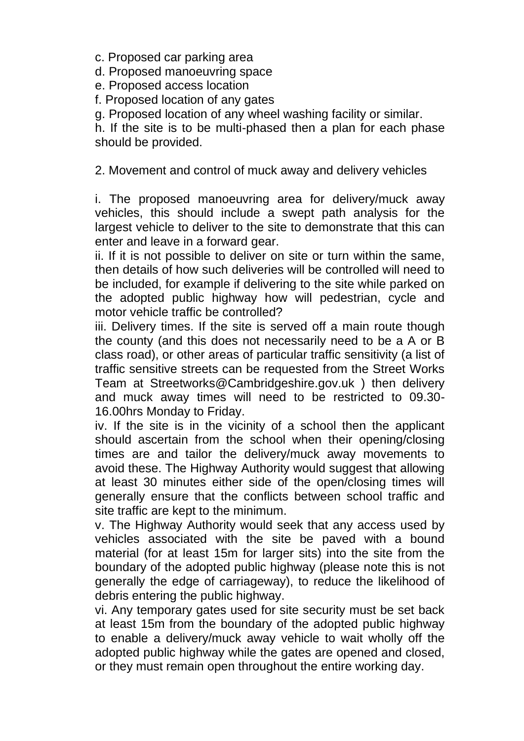c. Proposed car parking area

d. Proposed manoeuvring space

e. Proposed access location

f. Proposed location of any gates

g. Proposed location of any wheel washing facility or similar.

h. If the site is to be multi-phased then a plan for each phase should be provided.

2. Movement and control of muck away and delivery vehicles

i. The proposed manoeuvring area for delivery/muck away vehicles, this should include a swept path analysis for the largest vehicle to deliver to the site to demonstrate that this can enter and leave in a forward gear.

ii. If it is not possible to deliver on site or turn within the same, then details of how such deliveries will be controlled will need to be included, for example if delivering to the site while parked on the adopted public highway how will pedestrian, cycle and motor vehicle traffic be controlled?

iii. Delivery times. If the site is served off a main route though the county (and this does not necessarily need to be a A or B class road), or other areas of particular traffic sensitivity (a list of traffic sensitive streets can be requested from the Street Works Team at Streetworks@Cambridgeshire.gov.uk ) then delivery and muck away times will need to be restricted to 09.30-16.00hrs Monday to Friday.

iv. If the site is in the vicinity of a school then the applicant should ascertain from the school when their opening/closing times are and tailor the delivery/muck away movements to avoid these. The Highway Authority would suggest that allowing at least 30 minutes either side of the open/closing times will generally ensure that the conflicts between school traffic and site traffic are kept to the minimum.

v. The Highway Authority would seek that any access used by vehicles associated with the site be paved with a bound material (for at least 15m for larger sits) into the site from the boundary of the adopted public highway (please note this is not generally the edge of carriageway), to reduce the likelihood of debris entering the public highway.

vi. Any temporary gates used for site security must be set back at least 15m from the boundary of the adopted public highway to enable a delivery/muck away vehicle to wait wholly off the adopted public highway while the gates are opened and closed, or they must remain open throughout the entire working day.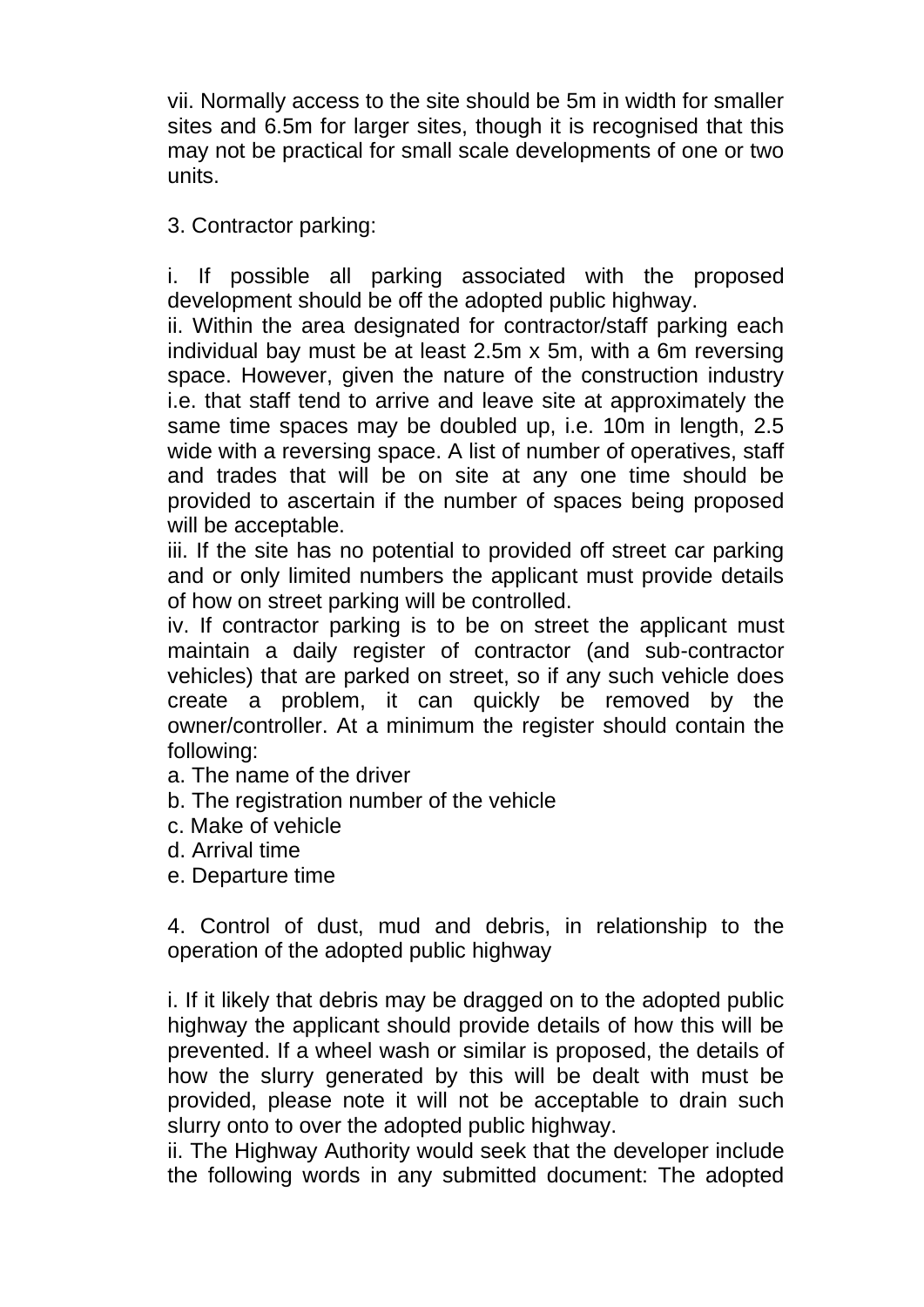vii. Normally access to the site should be 5m in width for smaller sites and 6.5m for larger sites, though it is recognised that this may not be practical for small scale developments of one or two units.

3. Contractor parking:

i. If possible all parking associated with the proposed development should be off the adopted public highway.
ii. Within the area designated for contractor/staff parking each individual bay must be at least 2.5m x 5m, with a 6m reversing space. However, given the nature of the construction industry i.e. that staff tend to arrive and leave site at approximately the same time spaces may be doubled up, i.e. 10m in length, 2.5 wide with a reversing space. A list of number of operatives, staff and trades that will be on site at any one time should be provided to ascertain if the number of spaces being proposed will be acceptable.
iii. If the site has no potential to provided off street car parking and or only limited numbers the applicant must provide details of how on street parking will be controlled.
iv. If contractor parking is to be on street the applicant must maintain a daily register of contractor (and sub-contractor vehicles) that are parked on street, so if any such vehicle does create a problem, it can quickly be removed by the owner/controller. At a minimum the register should contain the following:
a. The name of the driver
b. The registration number of the vehicle
c. Make of vehicle
d. Arrival time
e. Departure time

4. Control of dust, mud and debris, in relationship to the operation of the adopted public highway

i. If it likely that debris may be dragged on to the adopted public highway the applicant should provide details of how this will be prevented. If a wheel wash or similar is proposed, the details of how the slurry generated by this will be dealt with must be provided, please note it will not be acceptable to drain such slurry onto to over the adopted public highway.
ii. The Highway Authority would seek that the developer include the following words in any submitted document: The adopted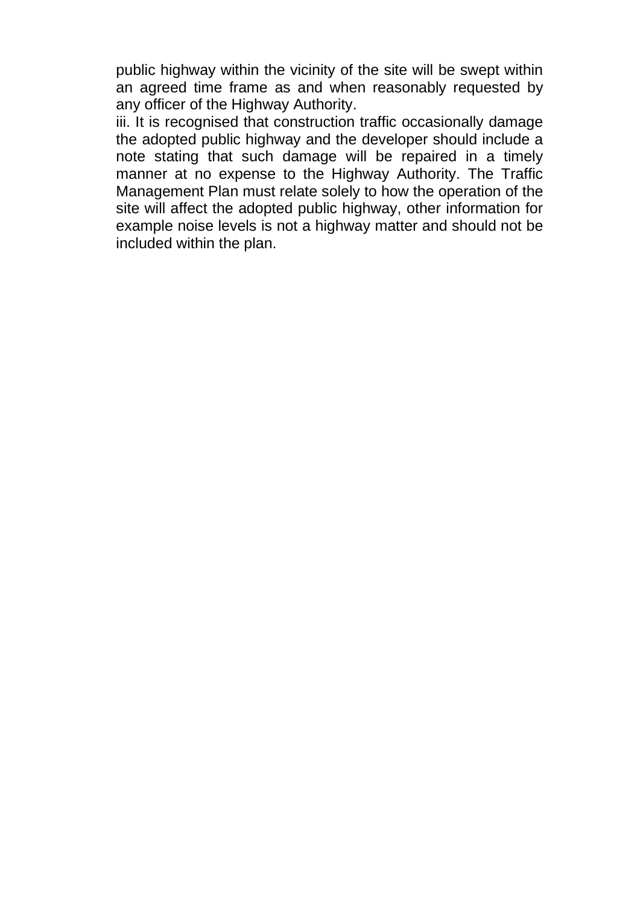public highway within the vicinity of the site will be swept within an agreed time frame as and when reasonably requested by any officer of the Highway Authority.

iii. It is recognised that construction traffic occasionally damage the adopted public highway and the developer should include a note stating that such damage will be repaired in a timely manner at no expense to the Highway Authority. The Traffic Management Plan must relate solely to how the operation of the site will affect the adopted public highway, other information for example noise levels is not a highway matter and should not be included within the plan.